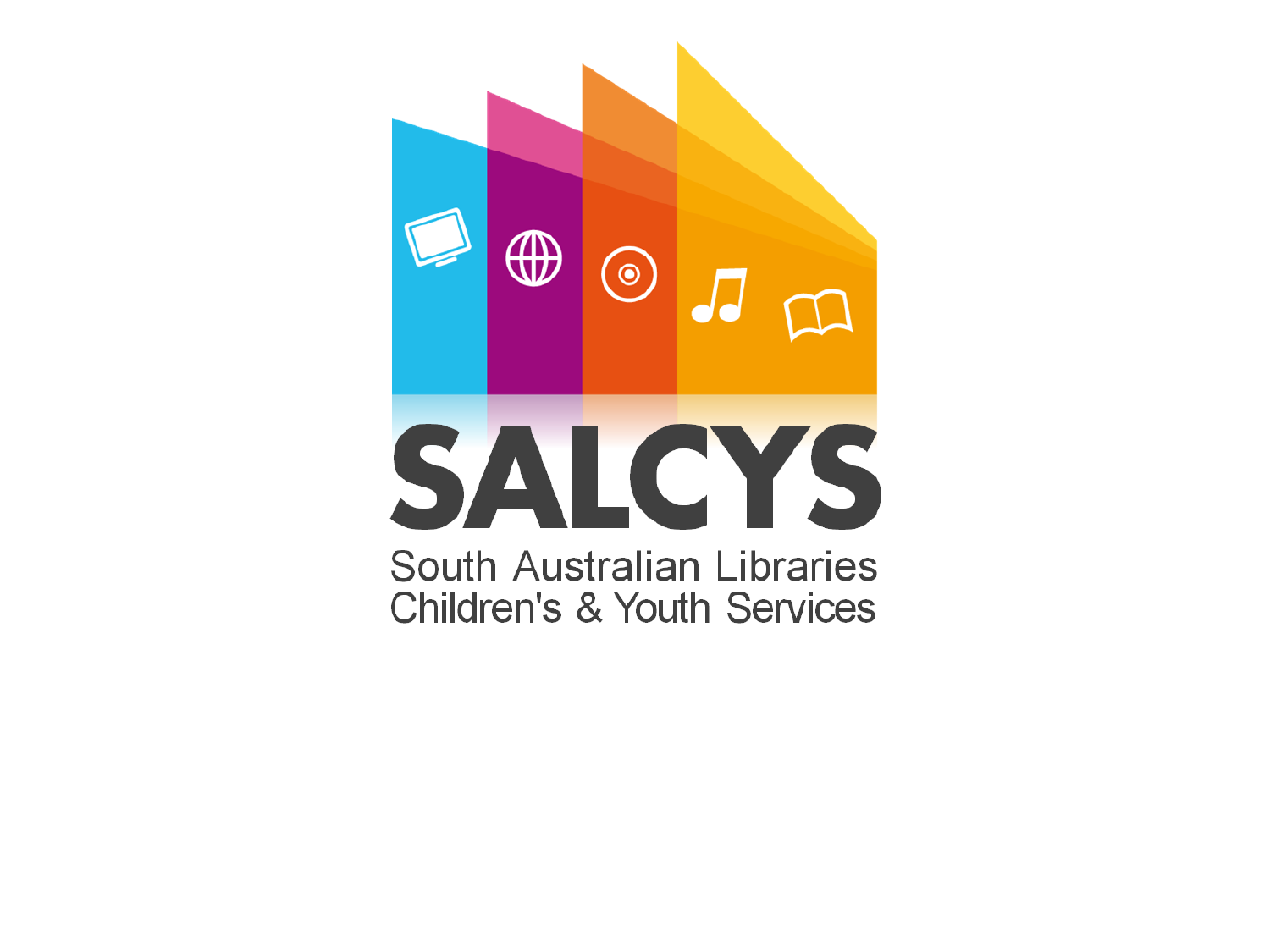# SALCYS

South Australian Libraries Children's & Youth Services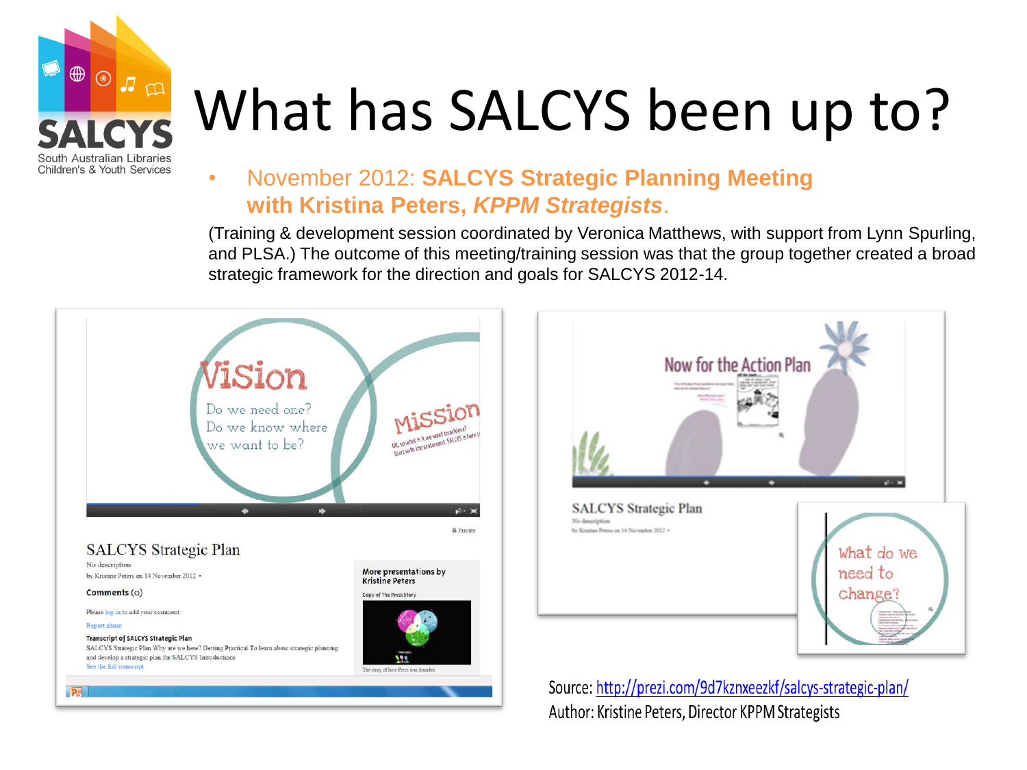# What has SALCYS been up to?

- November 2012: **SALCYS Strategic Planning Meeting with Kristina Peters, *KPPM Strategists***.

(Training & development session coordinated by Veronica Matthews, with support from Lynn Spurling, and PLSA.) The outcome of this meeting/training session was that the group together created a broad strategic framework for the direction and goals for SALCYS 2012-14.

Source: http://prezi.com/9d7kznxeezkf/salcys-strategic-plan/
Author: Kristine Peters, Director KPPM Strategists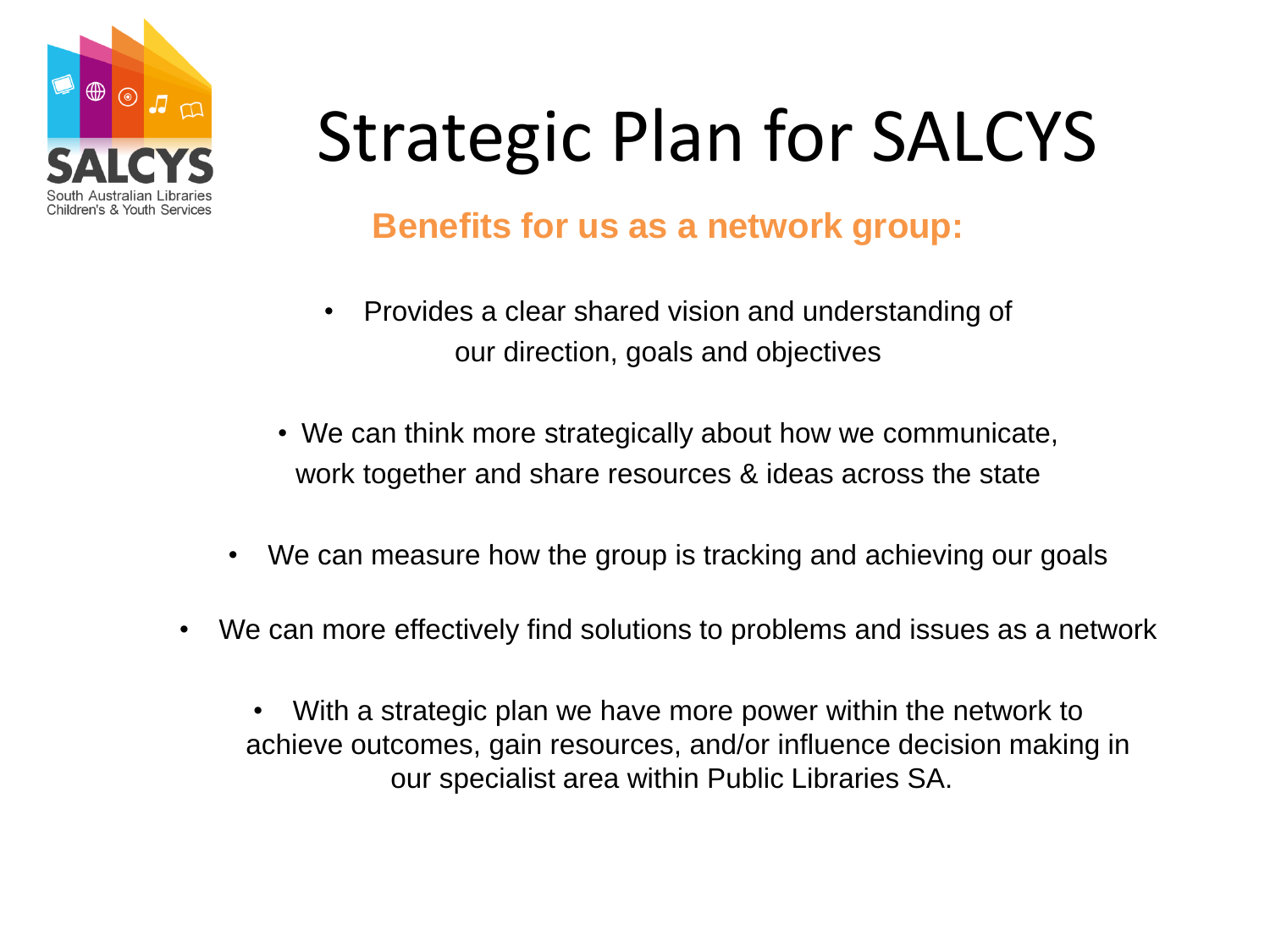SALCYS
South Australian Libraries
Children's & Youth Services

# Strategic Plan for SALCYS

## Benefits for us as a network group:

- Provides a clear shared vision and understanding of our direction, goals and objectives
- We can think more strategically about how we communicate, work together and share resources & ideas across the state
- We can measure how the group is tracking and achieving our goals
- We can more effectively find solutions to problems and issues as a network
- With a strategic plan we have more power within the network to achieve outcomes, gain resources, and/or influence decision making in our specialist area within Public Libraries SA.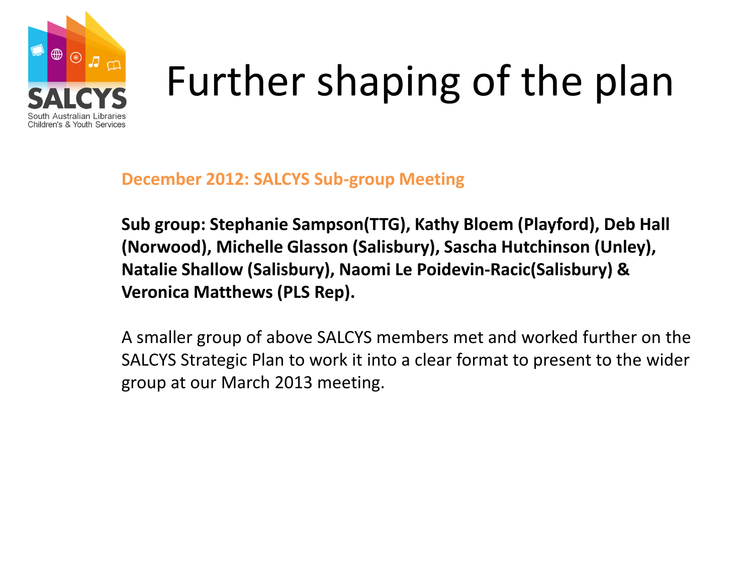# Further shaping of the plan

**December 2012: SALCYS Sub-group Meeting**

**Sub group: Stephanie Sampson(TTG), Kathy Bloem (Playford), Deb Hall (Norwood), Michelle Glasson (Salisbury), Sascha Hutchinson (Unley), Natalie Shallow (Salisbury), Naomi Le Poidevin-Racic(Salisbury) & Veronica Matthews (PLS Rep).**

A smaller group of above SALCYS members met and worked further on the SALCYS Strategic Plan to work it into a clear format to present to the wider group at our March 2013 meeting.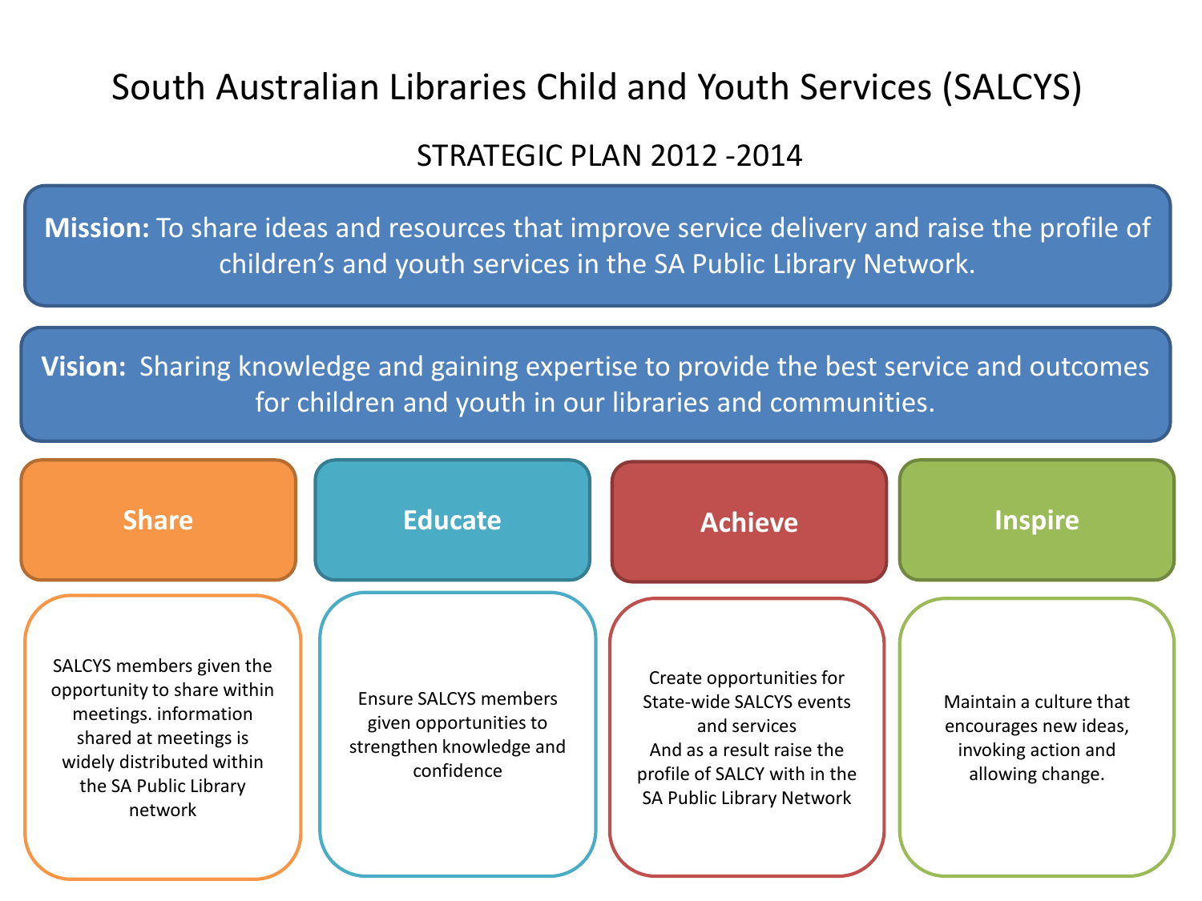# South Australian Libraries Child and Youth Services (SALCYS)

## STRATEGIC PLAN 2012 -2014

**Mission:** To share ideas and resources that improve service delivery and raise the profile of children's and youth services in the SA Public Library Network.

**Vision:** Sharing knowledge and gaining expertise to provide the best service and outcomes for children and youth in our libraries and communities.

### Share

SALCYS members given the opportunity to share within meetings. information shared at meetings is widely distributed within the SA Public Library network

### Educate

Ensure SALCYS members given opportunities to strengthen knowledge and confidence

### Achieve

Create opportunities for State-wide SALCYS events and services
And as a result raise the profile of SALCY with in the SA Public Library Network

### Inspire

Maintain a culture that encourages new ideas, invoking action and allowing change.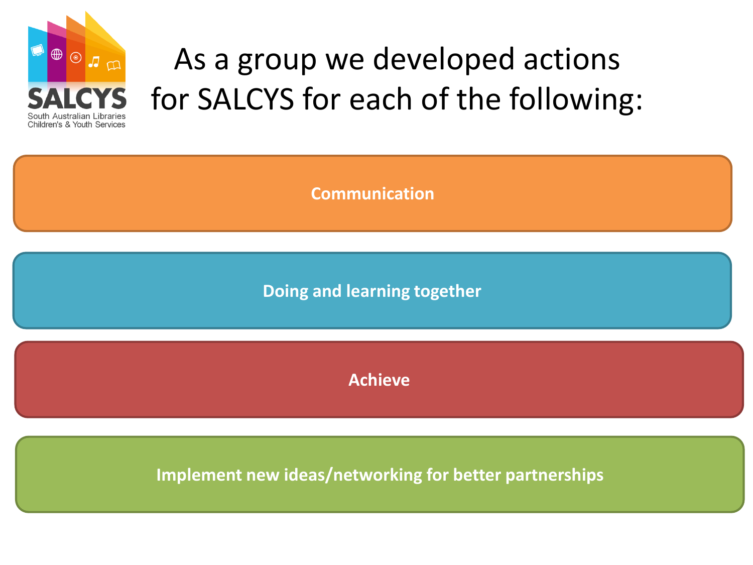SALCYS

South Australian Libraries Children's & Youth Services

# As a group we developed actions for SALCYS for each of the following:

**Communication**

**Doing and learning together**

**Achieve**

**Implement new ideas/networking for better partnerships**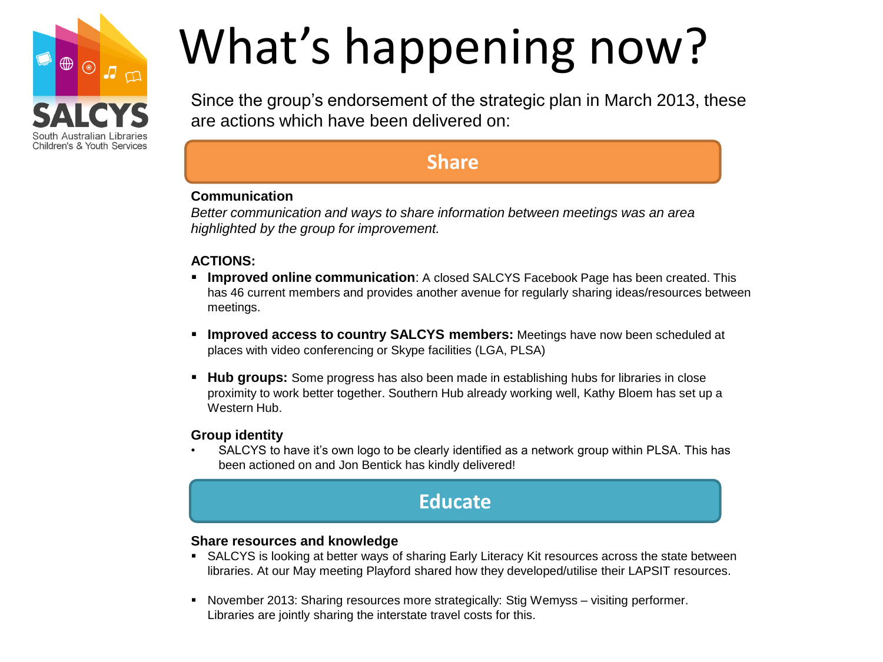SALCYS

South Australian Libraries Children's & Youth Services

# What's happening now?

Since the group's endorsement of the strategic plan in March 2013, these are actions which have been delivered on:

## Share

**Communication**

*Better communication and ways to share information between meetings was an area highlighted by the group for improvement.*

**ACTIONS:**

- **Improved online communication**: A closed SALCYS Facebook Page has been created. This has 46 current members and provides another avenue for regularly sharing ideas/resources between meetings.
- **Improved access to country SALCYS members:** Meetings have now been scheduled at places with video conferencing or Skype facilities (LGA, PLSA)
- **Hub groups:** Some progress has also been made in establishing hubs for libraries in close proximity to work better together. Southern Hub already working well, Kathy Bloem has set up a Western Hub.

**Group identity**

- SALCYS to have it's own logo to be clearly identified as a network group within PLSA. This has been actioned on and Jon Bentick has kindly delivered!

## Educate

**Share resources and knowledge**

- SALCYS is looking at better ways of sharing Early Literacy Kit resources across the state between libraries. At our May meeting Playford shared how they developed/utilise their LAPSIT resources.
- November 2013: Sharing resources more strategically: Stig Wemyss – visiting performer. Libraries are jointly sharing the interstate travel costs for this.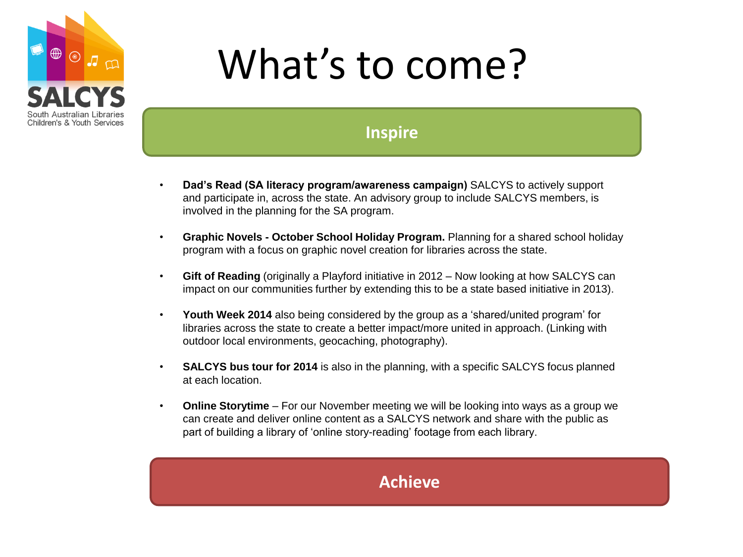SALCYS
South Australian Libraries Children's & Youth Services

# What's to come?

## Inspire

- **Dad's Read (SA literacy program/awareness campaign)** SALCYS to actively support and participate in, across the state. An advisory group to include SALCYS members, is involved in the planning for the SA program.
- **Graphic Novels - October School Holiday Program.** Planning for a shared school holiday program with a focus on graphic novel creation for libraries across the state.
- **Gift of Reading** (originally a Playford initiative in 2012 – Now looking at how SALCYS can impact on our communities further by extending this to be a state based initiative in 2013).
- **Youth Week 2014** also being considered by the group as a 'shared/united program' for libraries across the state to create a better impact/more united in approach. (Linking with outdoor local environments, geocaching, photography).
- **SALCYS bus tour for 2014** is also in the planning, with a specific SALCYS focus planned at each location.
- **Online Storytime** – For our November meeting we will be looking into ways as a group we can create and deliver online content as a SALCYS network and share with the public as part of building a library of 'online story-reading' footage from each library.

## Achieve